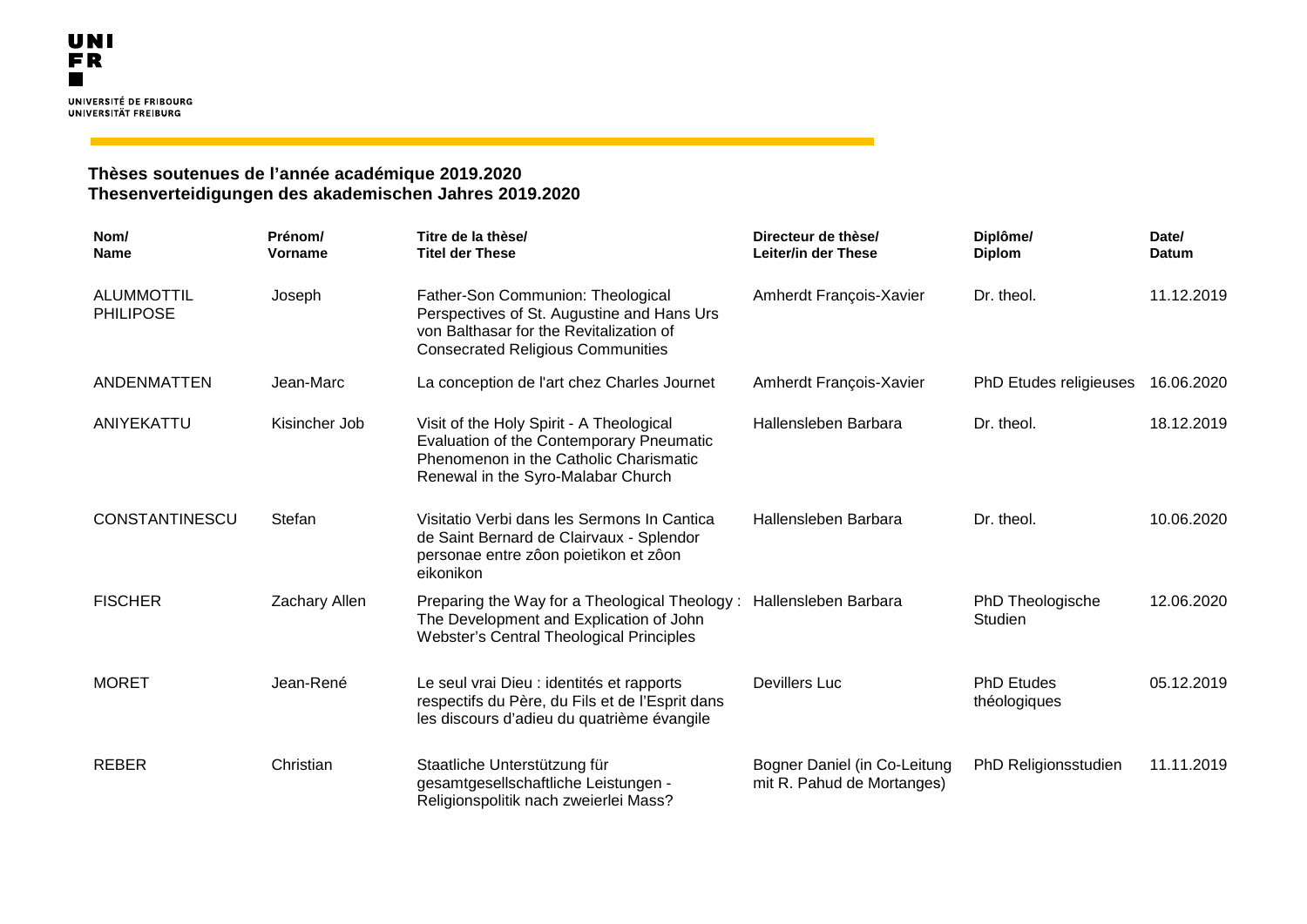UNI
FR

UNIVERSITÉ DE FRIBOURG
UNIVERSITÄT FREIBURG

## Thèses soutenues de l’année académique 2019.2020
## Thesenverteidigungen des akademischen Jahres 2019.2020

| Nom/ Name | Prénom/ Vorname | Titre de la thèse/ Titel der These | Directeur de thèse/ Leiter/in der These | Diplôme/ Diplom | Date/ Datum |
|---|---|---|---|---|---|
| ALUMMOTTIL PHILIPOSE | Joseph | Father-Son Communion: Theological Perspectives of St. Augustine and Hans Urs von Balthasar for the Revitalization of Consecrated Religious Communities | Amherdt François-Xavier | Dr. theol. | 11.12.2019 |
| ANDENMATTEN | Jean-Marc | La conception de l'art chez Charles Journet | Amherdt François-Xavier | PhD Etudes religieuses | 16.06.2020 |
| ANIYEKATTU | Kisincher Job | Visit of the Holy Spirit - A Theological Evaluation of the Contemporary Pneumatic Phenomenon in the Catholic Charismatic Renewal in the Syro-Malabar Church | Hallensleben Barbara | Dr. theol. | 18.12.2019 |
| CONSTANTINESCU | Stefan | Visitatio Verbi dans les Sermons In Cantica de Saint Bernard de Clairvaux - Splendor personae entre zôon poietikon et zôon eikonikon | Hallensleben Barbara | Dr. theol. | 10.06.2020 |
| FISCHER | Zachary Allen | Preparing the Way for a Theological Theology : The Development and Explication of John Webster's Central Theological Principles | Hallensleben Barbara | PhD Theologische Studien | 12.06.2020 |
| MORET | Jean-René | Le seul vrai Dieu : identités et rapports respectifs du Père, du Fils et de l’Esprit dans les discours d’adieu du quatrième évangile | Devillers Luc | PhD Etudes théologiques | 05.12.2019 |
| REBER | Christian | Staatliche Unterstützung für gesamtgesellschaftliche Leistungen - Religionspolitik nach zweierlei Mass? | Bogner Daniel (in Co-Leitung mit R. Pahud de Mortanges) | PhD Religionsstudien | 11.11.2019 |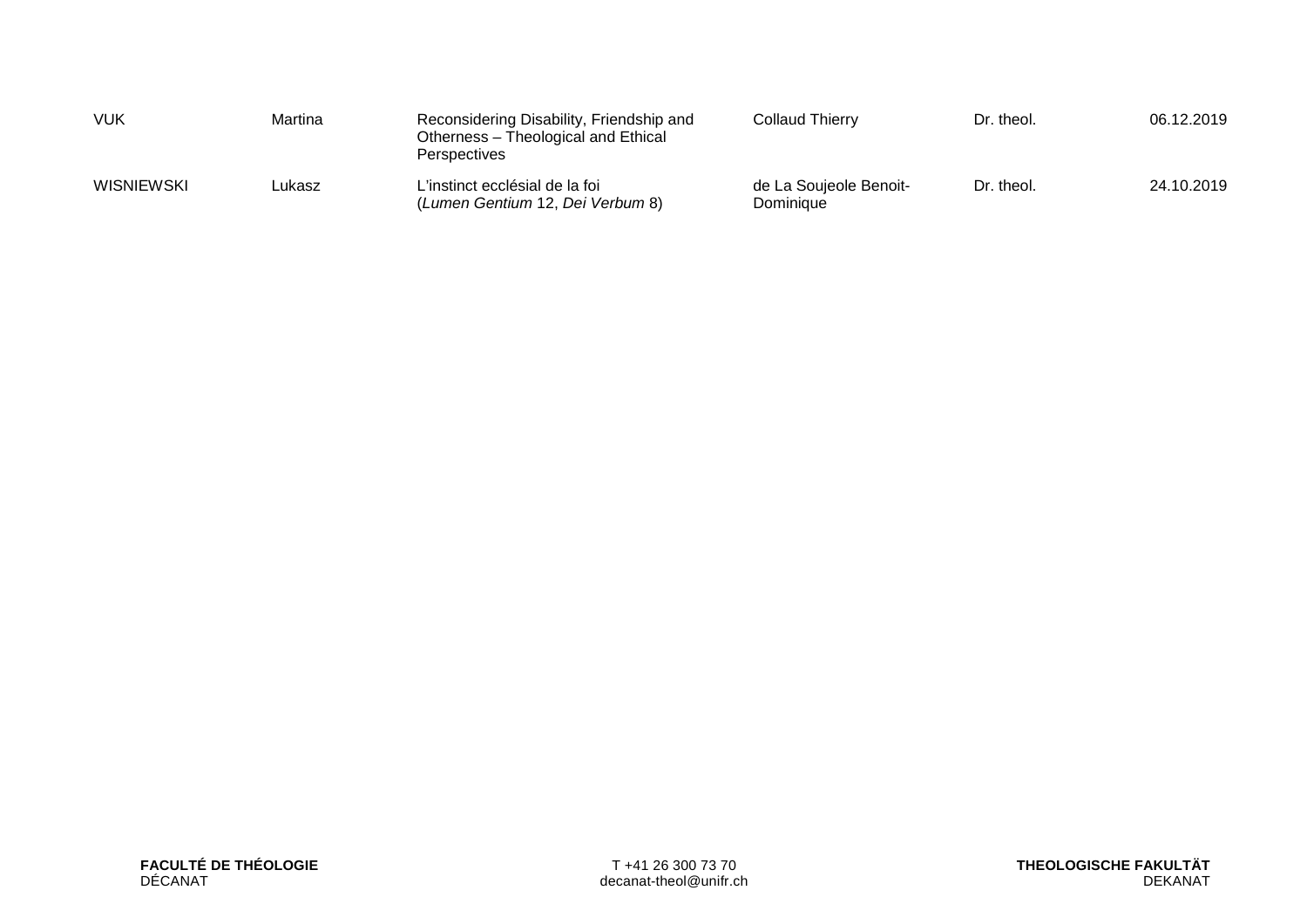| | | | | | |
|---|---|---|---|---|---|
| VUK | Martina | Reconsidering Disability, Friendship and Otherness – Theological and Ethical Perspectives | Collaud Thierry | Dr. theol. | 06.12.2019 |
| WISNIEWSKI | Lukasz | L'instinct ecclésial de la foi (*Lumen Gentium* 12, *Dei Verbum* 8) | de La Soujeole Benoit-Dominique | Dr. theol. | 24.10.2019 |